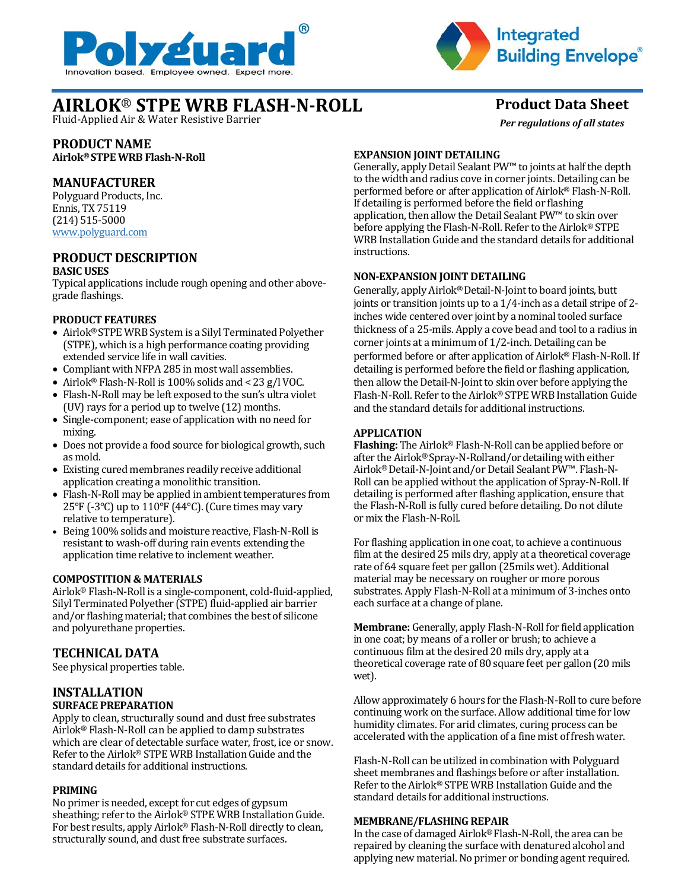Polyguard®
Innovation based. Employee owned. Expect more.

Integrated Building Envelope®

# AIRLOK® STPE WRB FLASH-N-ROLL

Fluid-Applied Air & Water Resistive Barrier

**Product Data Sheet**

***Per regulations of all states***

## PRODUCT NAME

**Airlok® STPE WRB Flash-N-Roll**

## MANUFACTURER

Polyguard Products, Inc.
Ennis, TX 75119
(214) 515-5000
www.polyguard.com

## PRODUCT DESCRIPTION

### BASIC USES

Typical applications include rough opening and other above-grade flashings.

### PRODUCT FEATURES

- Airlok® STPE WRB System is a Silyl Terminated Polyether (STPE), which is a high performance coating providing extended service life in wall cavities.
- Compliant with NFPA 285 in most wall assemblies.
- Airlok® Flash-N-Roll is 100% solids and < 23 g/l VOC.
- Flash-N-Roll may be left exposed to the sun's ultra violet (UV) rays for a period up to twelve (12) months.
- Single-component; ease of application with no need for mixing.
- Does not provide a food source for biological growth, such as mold.
- Existing cured membranes readily receive additional application creating a monolithic transition.
- Flash-N-Roll may be applied in ambient temperatures from 25°F (-3°C) up to 110°F (44°C). (Cure times may vary relative to temperature).
- Being 100% solids and moisture reactive, Flash-N-Roll is resistant to wash-off during rain events extending the application time relative to inclement weather.

### COMPOSTITION & MATERIALS

Airlok® Flash-N-Roll is a single-component, cold-fluid-applied, Silyl Terminated Polyether (STPE) fluid-applied air barrier and/or flashing material; that combines the best of silicone and polyurethane properties.

## TECHNICAL DATA

See physical properties table.

## INSTALLATION

### SURFACE PREPARATION

Apply to clean, structurally sound and dust free substrates Airlok® Flash-N-Roll can be applied to damp substrates which are clear of detectable surface water, frost, ice or snow. Refer to the Airlok® STPE WRB Installation Guide and the standard details for additional instructions.

### PRIMING

No primer is needed, except for cut edges of gypsum sheathing; refer to the Airlok® STPE WRB Installation Guide. For best results, apply Airlok® Flash-N-Roll directly to clean, structurally sound, and dust free substrate surfaces.

### EXPANSION JOINT DETAILING

Generally, apply Detail Sealant PW™ to joints at half the depth to the width and radius cove in corner joints. Detailing can be performed before or after application of Airlok® Flash-N-Roll. If detailing is performed before the field or flashing application, then allow the Detail Sealant PW™ to skin over before applying the Flash-N-Roll. Refer to the Airlok® STPE WRB Installation Guide and the standard details for additional instructions.

### NON-EXPANSION JOINT DETAILING

Generally, apply Airlok® Detail-N-Joint to board joints, butt joints or transition joints up to a 1/4-inch as a detail stripe of 2-inches wide centered over joint by a nominal tooled surface thickness of a 25-mils. Apply a cove bead and tool to a radius in corner joints at a minimum of 1/2-inch. Detailing can be performed before or after application of Airlok® Flash-N-Roll. If detailing is performed before the field or flashing application, then allow the Detail-N-Joint to skin over before applying the Flash-N-Roll. Refer to the Airlok® STPE WRB Installation Guide and the standard details for additional instructions.

### APPLICATION

**Flashing:** The Airlok® Flash-N-Roll can be applied before or after the Airlok® Spray-N-Roll and/or detailing with either Airlok® Detail-N-Joint and/or Detail Sealant PW™. Flash-N-Roll can be applied without the application of Spray-N-Roll. If detailing is performed after flashing application, ensure that the Flash-N-Roll is fully cured before detailing. Do not dilute or mix the Flash-N-Roll.

For flashing application in one coat, to achieve a continuous film at the desired 25 mils dry, apply at a theoretical coverage rate of 64 square feet per gallon (25mils wet). Additional material may be necessary on rougher or more porous substrates. Apply Flash-N-Roll at a minimum of 3-inches onto each surface at a change of plane.

**Membrane:** Generally, apply Flash-N-Roll for field application in one coat; by means of a roller or brush; to achieve a continuous film at the desired 20 mils dry, apply at a theoretical coverage rate of 80 square feet per gallon (20 mils wet).

Allow approximately 6 hours for the Flash-N-Roll to cure before continuing work on the surface. Allow additional time for low humidity climates. For arid climates, curing process can be accelerated with the application of a fine mist of fresh water.

Flash-N-Roll can be utilized in combination with Polyguard sheet membranes and flashings before or after installation. Refer to the Airlok® STPE WRB Installation Guide and the standard details for additional instructions.

### MEMBRANE/FLASHING REPAIR

In the case of damaged Airlok® Flash-N-Roll, the area can be repaired by cleaning the surface with denatured alcohol and applying new material. No primer or bonding agent required.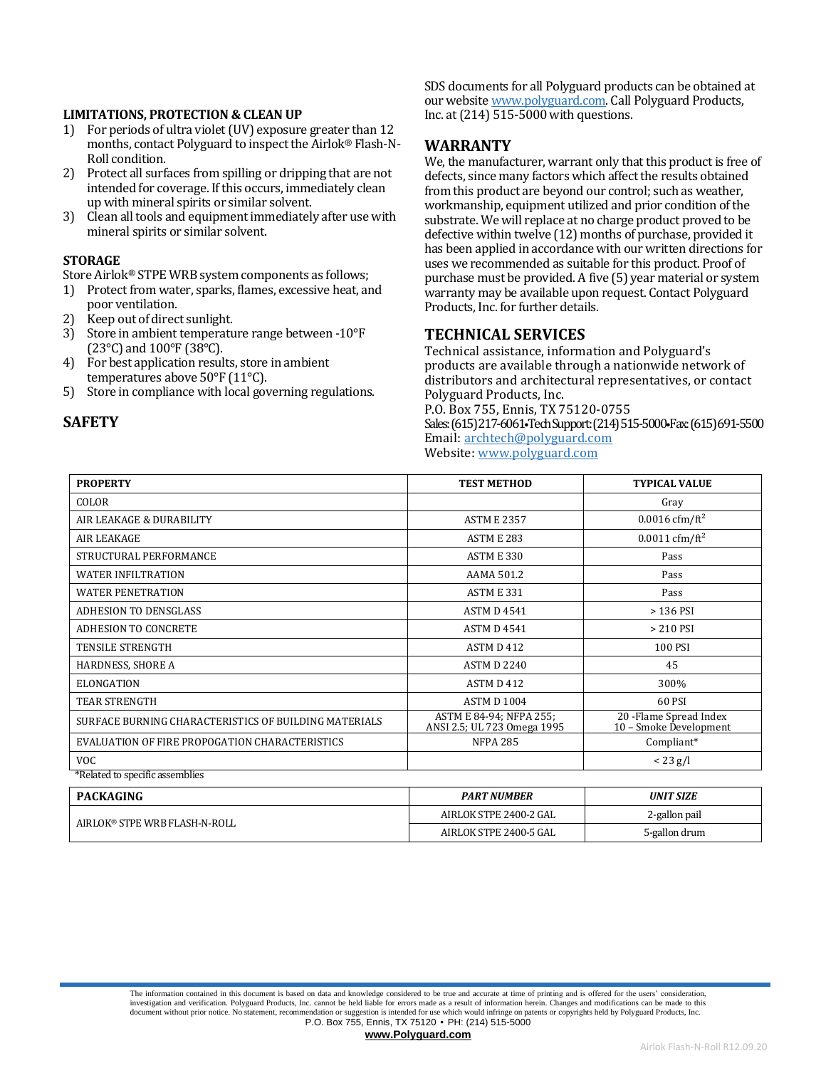### LIMITATIONS, PROTECTION & CLEAN UP

1) For periods of ultra violet (UV) exposure greater than 12 months, contact Polyguard to inspect the Airlok® Flash-N-Roll condition.
2) Protect all surfaces from spilling or dripping that are not intended for coverage. If this occurs, immediately clean up with mineral spirits or similar solvent.
3) Clean all tools and equipment immediately after use with mineral spirits or similar solvent.

### STORAGE

Store Airlok® STPE WRB system components as follows;

1) Protect from water, sparks, flames, excessive heat, and poor ventilation.
2) Keep out of direct sunlight.
3) Store in ambient temperature range between -10°F (23°C) and 100°F (38°C).
4) For best application results, store in ambient temperatures above 50°F (11°C).
5) Store in compliance with local governing regulations.

## SAFETY

SDS documents for all Polyguard products can be obtained at our website www.polyguard.com. Call Polyguard Products, Inc. at (214) 515-5000 with questions.

## WARRANTY

We, the manufacturer, warrant only that this product is free of defects, since many factors which affect the results obtained from this product are beyond our control; such as weather, workmanship, equipment utilized and prior condition of the substrate. We will replace at no charge product proved to be defective within twelve (12) months of purchase, provided it has been applied in accordance with our written directions for uses we recommended as suitable for this product. Proof of purchase must be provided. A five (5) year material or system warranty may be available upon request. Contact Polyguard Products, Inc. for further details.

## TECHNICAL SERVICES

Technical assistance, information and Polyguard's products are available through a nationwide network of distributors and architectural representatives, or contact Polyguard Products, Inc.
P.O. Box 755, Ennis, TX 75120-0755
Sales: (615) 217-6061•Tech Support: (214) 515-5000•Fax: (615) 691-5500
Email: archtech@polyguard.com
Website: www.polyguard.com

| PROPERTY | TEST METHOD | TYPICAL VALUE |
|---|---|---|
| COLOR | | Gray |
| AIR LEAKAGE & DURABILITY | ASTM E 2357 | 0.0016 cfm/ft² |
| AIR LEAKAGE | ASTM E 283 | 0.0011 cfm/ft² |
| STRUCTURAL PERFORMANCE | ASTM E 330 | Pass |
| WATER INFILTRATION | AAMA 501.2 | Pass |
| WATER PENETRATION | ASTM E 331 | Pass |
| ADHESION TO DENSGLASS | ASTM D 4541 | > 136 PSI |
| ADHESION TO CONCRETE | ASTM D 4541 | > 210 PSI |
| TENSILE STRENGTH | ASTM D 412 | 100 PSI |
| HARDNESS, SHORE A | ASTM D 2240 | 45 |
| ELONGATION | ASTM D 412 | 300% |
| TEAR STRENGTH | ASTM D 1004 | 60 PSI |
| SURFACE BURNING CHARACTERISTICS OF BUILDING MATERIALS | ASTM E 84-94; NFPA 255; ANSI 2.5; UL 723 Omega 1995 | 20 -Flame Spread Index 10 – Smoke Development |
| EVALUATION OF FIRE PROPOGATION CHARACTERISTICS | NFPA 285 | Compliant* |
| VOC | | < 23 g/l |

*Related to specific assemblies

| PACKAGING | *PART NUMBER* | *UNIT SIZE* |
|---|---|---|
| AIRLOK® STPE WRB FLASH-N-ROLL | AIRLOK STPE 2400-2 GAL | 2-gallon pail |
| | AIRLOK STPE 2400-5 GAL | 5-gallon drum |

The information contained in this document is based on data and knowledge considered to be true and accurate at time of printing and is offered for the users' consideration, investigation and verification. Polyguard Products, Inc. cannot be held liable for errors made as a result of information herein. Changes and modifications can be made to this document without prior notice. No statement, recommendation or suggestion is intended for use which would infringe on patents or copyrights held by Polyguard Products, Inc.
P.O. Box 755, Ennis, TX 75120 • PH: (214) 515-5000
**www.Polyguard.com**

Airlok Flash-N-Roll R12.09.20